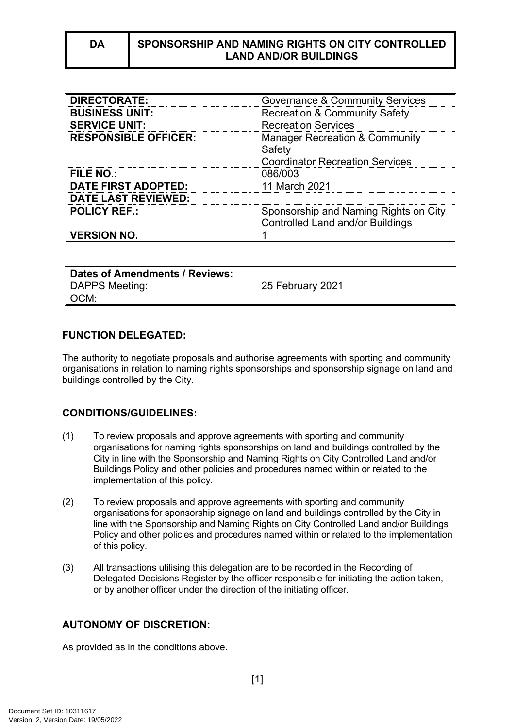| DA | SPONSORSHIP AND NAMING RIGHTS ON CITY CONTROLLED LAND AND/OR BUILDINGS |
|---|---|

| | |
|---|---|
| **DIRECTORATE:** | Governance & Community Services |
| **BUSINESS UNIT:** | Recreation & Community Safety |
| **SERVICE UNIT:** | Recreation Services |
| **RESPONSIBLE OFFICER:** | Manager Recreation & Community Safety<br>Coordinator Recreation Services |
| **FILE NO.:** | 086/003 |
| **DATE FIRST ADOPTED:** | 11 March 2021 |
| **DATE LAST REVIEWED:** | |
| **POLICY REF.:** | Sponsorship and Naming Rights on City Controlled Land and/or Buildings |
| **VERSION NO.** | 1 |

| **Dates of Amendments / Reviews:** | |
|---|---|
| DAPPS Meeting: | 25 February 2021 |
| OCM: | |

## FUNCTION DELEGATED:

The authority to negotiate proposals and authorise agreements with sporting and community organisations in relation to naming rights sponsorships and sponsorship signage on land and buildings controlled by the City.

## CONDITIONS/GUIDELINES:

(1) To review proposals and approve agreements with sporting and community organisations for naming rights sponsorships on land and buildings controlled by the City in line with the Sponsorship and Naming Rights on City Controlled Land and/or Buildings Policy and other policies and procedures named within or related to the implementation of this policy.

(2) To review proposals and approve agreements with sporting and community organisations for sponsorship signage on land and buildings controlled by the City in line with the Sponsorship and Naming Rights on City Controlled Land and/or Buildings Policy and other policies and procedures named within or related to the implementation of this policy.

(3) All transactions utilising this delegation are to be recorded in the Recording of Delegated Decisions Register by the officer responsible for initiating the action taken, or by another officer under the direction of the initiating officer.

## AUTONOMY OF DISCRETION:

As provided as in the conditions above.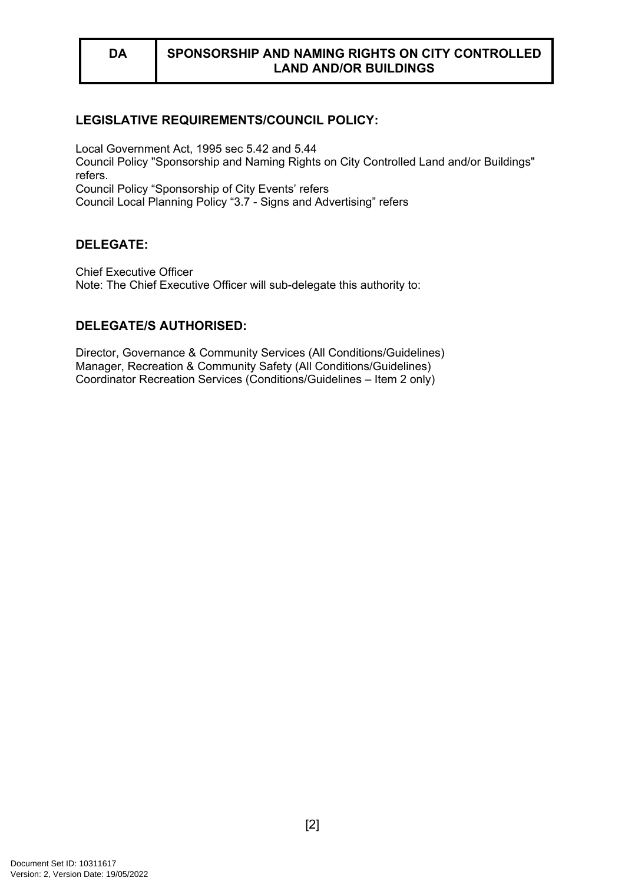| DA | SPONSORSHIP AND NAMING RIGHTS ON CITY CONTROLLED LAND AND/OR BUILDINGS |
|---|---|

## LEGISLATIVE REQUIREMENTS/COUNCIL POLICY:

Local Government Act, 1995 sec 5.42 and 5.44
Council Policy "Sponsorship and Naming Rights on City Controlled Land and/or Buildings" refers.
Council Policy "Sponsorship of City Events' refers
Council Local Planning Policy "3.7 - Signs and Advertising" refers

## DELEGATE:

Chief Executive Officer
Note: The Chief Executive Officer will sub-delegate this authority to:

## DELEGATE/S AUTHORISED:

Director, Governance & Community Services (All Conditions/Guidelines)
Manager, Recreation & Community Safety (All Conditions/Guidelines)
Coordinator Recreation Services (Conditions/Guidelines – Item 2 only)

Document Set ID: 10311617
Version: 2, Version Date: 19/05/2022